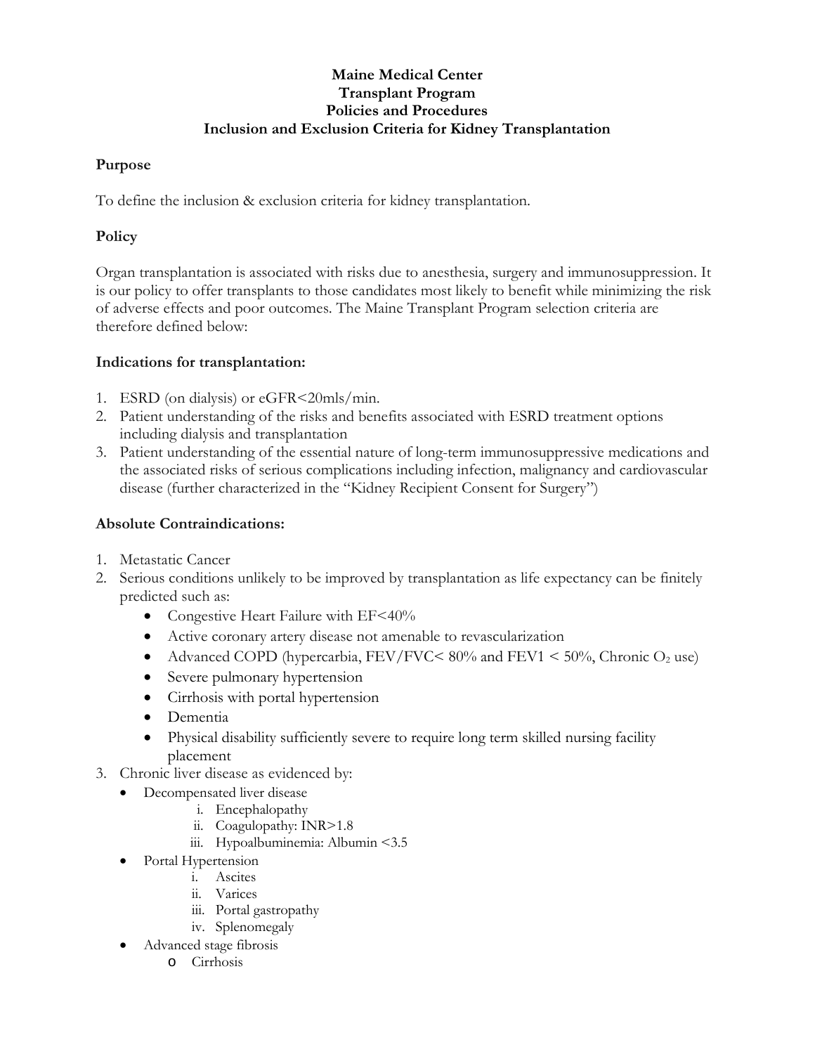# Maine Medical Center
# Transplant Program
# Policies and Procedures
# Inclusion and Exclusion Criteria for Kidney Transplantation

## Purpose

To define the inclusion & exclusion criteria for kidney transplantation.

## Policy

Organ transplantation is associated with risks due to anesthesia, surgery and immunosuppression. It is our policy to offer transplants to those candidates most likely to benefit while minimizing the risk of adverse effects and poor outcomes. The Maine Transplant Program selection criteria are therefore defined below:

## Indications for transplantation:

1. ESRD (on dialysis) or eGFR<20mls/min.
2. Patient understanding of the risks and benefits associated with ESRD treatment options including dialysis and transplantation
3. Patient understanding of the essential nature of long-term immunosuppressive medications and the associated risks of serious complications including infection, malignancy and cardiovascular disease (further characterized in the "Kidney Recipient Consent for Surgery")

## Absolute Contraindications:

1. Metastatic Cancer
2. Serious conditions unlikely to be improved by transplantation as life expectancy can be finitely predicted such as:
   - Congestive Heart Failure with EF<40%
   - Active coronary artery disease not amenable to revascularization
   - Advanced COPD (hypercarbia, FEV/FVC< 80% and FEV1 < 50%, Chronic $O_2$ use)
   - Severe pulmonary hypertension
   - Cirrhosis with portal hypertension
   - Dementia
   - Physical disability sufficiently severe to require long term skilled nursing facility placement
3. Chronic liver disease as evidenced by:
   - Decompensated liver disease
     1. Encephalopathy
     2. Coagulopathy: INR>1.8
     3. Hypoalbuminemia: Albumin <3.5
   - Portal Hypertension
     1. Ascites
     2. Varices
     3. Portal gastropathy
     4. Splenomegaly
   - Advanced stage fibrosis
     - Cirrhosis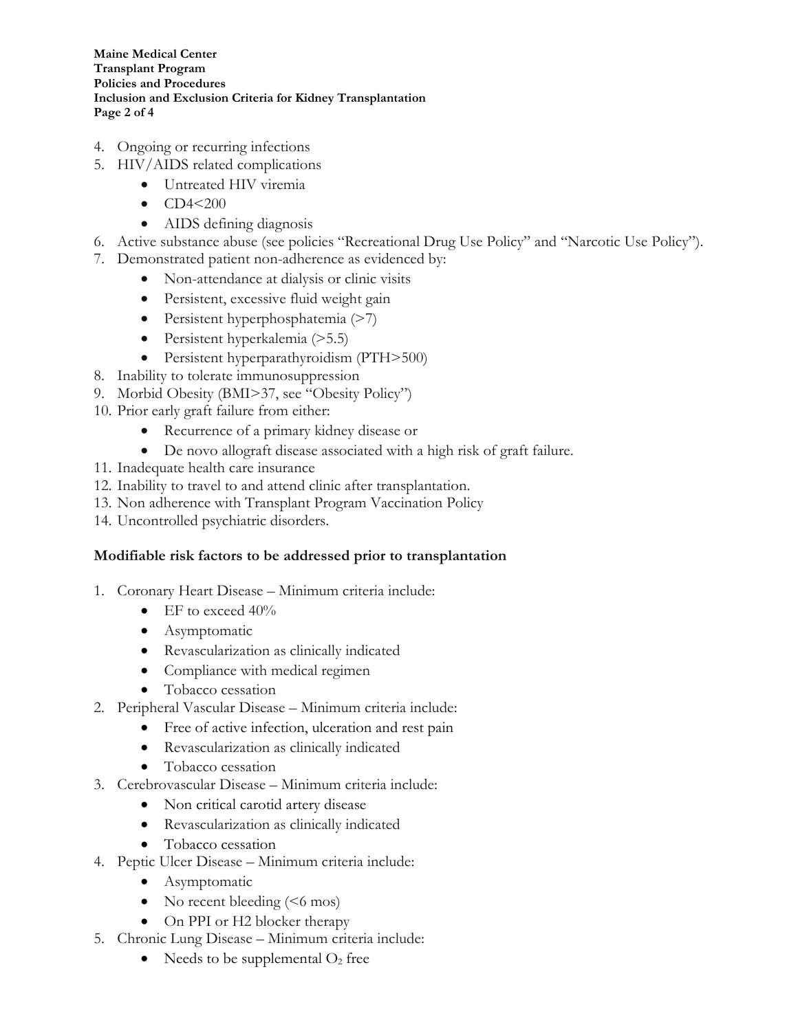4. Ongoing or recurring infections
5. HIV/AIDS related complications
   - Untreated HIV viremia
   - CD4<200
   - AIDS defining diagnosis
6. Active substance abuse (see policies "Recreational Drug Use Policy" and "Narcotic Use Policy").
7. Demonstrated patient non-adherence as evidenced by:
   - Non-attendance at dialysis or clinic visits
   - Persistent, excessive fluid weight gain
   - Persistent hyperphosphatemia (>7)
   - Persistent hyperkalemia (>5.5)
   - Persistent hyperparathyroidism (PTH>500)
8. Inability to tolerate immunosuppression
9. Morbid Obesity (BMI>37, see "Obesity Policy")
10. Prior early graft failure from either:
    - Recurrence of a primary kidney disease or
    - De novo allograft disease associated with a high risk of graft failure.
11. Inadequate health care insurance
12. Inability to travel to and attend clinic after transplantation.
13. Non adherence with Transplant Program Vaccination Policy
14. Uncontrolled psychiatric disorders.

**Modifiable risk factors to be addressed prior to transplantation**

1. Coronary Heart Disease – Minimum criteria include:
   - EF to exceed 40%
   - Asymptomatic
   - Revascularization as clinically indicated
   - Compliance with medical regimen
   - Tobacco cessation
2. Peripheral Vascular Disease – Minimum criteria include:
   - Free of active infection, ulceration and rest pain
   - Revascularization as clinically indicated
   - Tobacco cessation
3. Cerebrovascular Disease – Minimum criteria include:
   - Non critical carotid artery disease
   - Revascularization as clinically indicated
   - Tobacco cessation
4. Peptic Ulcer Disease – Minimum criteria include:
   - Asymptomatic
   - No recent bleeding (<6 mos)
   - On PPI or H2 blocker therapy
5. Chronic Lung Disease – Minimum criteria include:
   - Needs to be supplemental $O_2$ free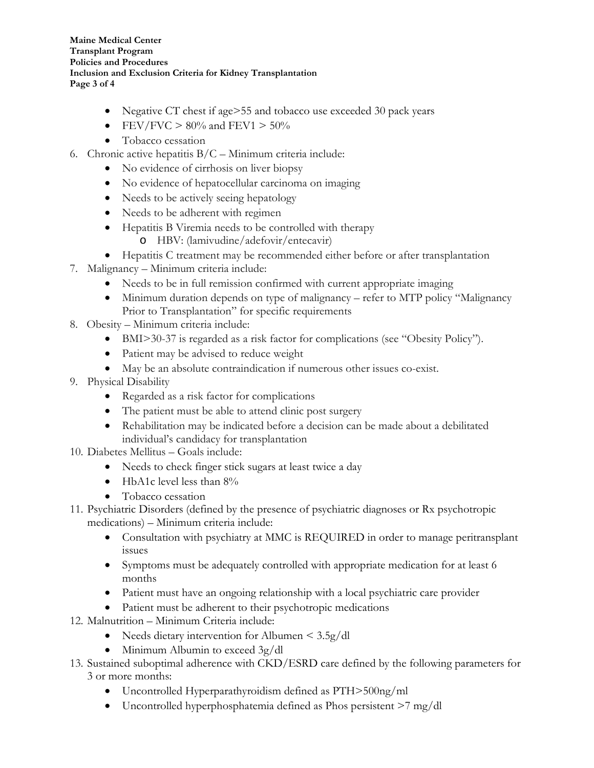- Negative CT chest if age>55 and tobacco use exceeded 30 pack years
- FEV/FVC > 80% and FEV1 > 50%
- Tobacco cessation

6. Chronic active hepatitis B/C – Minimum criteria include:
   - No evidence of cirrhosis on liver biopsy
   - No evidence of hepatocellular carcinoma on imaging
   - Needs to be actively seeing hepatology
   - Needs to be adherent with regimen
   - Hepatitis B Viremia needs to be controlled with therapy
     - HBV: (lamivudine/adefovir/entecavir)
   - Hepatitis C treatment may be recommended either before or after transplantation
7. Malignancy – Minimum criteria include:
   - Needs to be in full remission confirmed with current appropriate imaging
   - Minimum duration depends on type of malignancy – refer to MTP policy "Malignancy Prior to Transplantation" for specific requirements
8. Obesity – Minimum criteria include:
   - BMI>30-37 is regarded as a risk factor for complications (see "Obesity Policy").
   - Patient may be advised to reduce weight
   - May be an absolute contraindication if numerous other issues co-exist.
9. Physical Disability
   - Regarded as a risk factor for complications
   - The patient must be able to attend clinic post surgery
   - Rehabilitation may be indicated before a decision can be made about a debilitated individual's candidacy for transplantation
10. Diabetes Mellitus – Goals include:
    - Needs to check finger stick sugars at least twice a day
    - HbA1c level less than 8%
    - Tobacco cessation
11. Psychiatric Disorders (defined by the presence of psychiatric diagnoses or Rx psychotropic medications) – Minimum criteria include:
    - Consultation with psychiatry at MMC is REQUIRED in order to manage peritransplant issues
    - Symptoms must be adequately controlled with appropriate medication for at least 6 months
    - Patient must have an ongoing relationship with a local psychiatric care provider
    - Patient must be adherent to their psychotropic medications
12. Malnutrition – Minimum Criteria include:
    - Needs dietary intervention for Albumen < 3.5g/dl
    - Minimum Albumin to exceed 3g/dl
13. Sustained suboptimal adherence with CKD/ESRD care defined by the following parameters for 3 or more months:
    - Uncontrolled Hyperparathyroidism defined as PTH>500ng/ml
    - Uncontrolled hyperphosphatemia defined as Phos persistent >7 mg/dl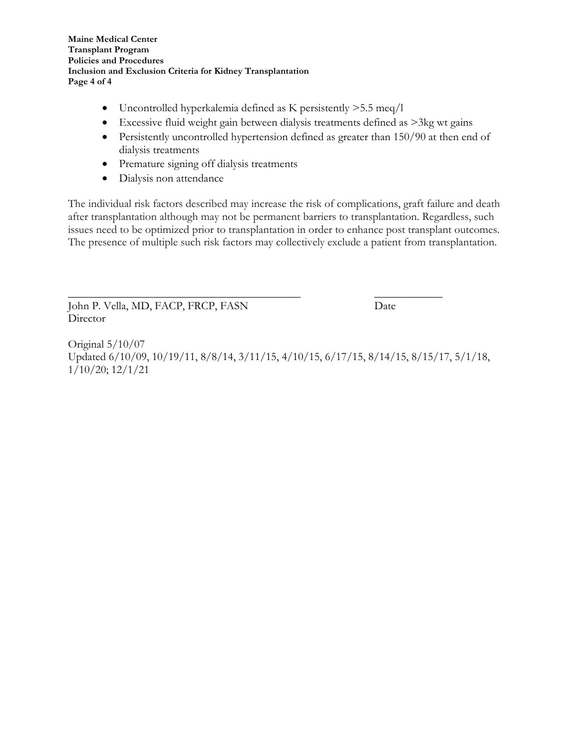- Uncontrolled hyperkalemia defined as K persistently >5.5 meq/l
- Excessive fluid weight gain between dialysis treatments defined as >3kg wt gains
- Persistently uncontrolled hypertension defined as greater than 150/90 at then end of dialysis treatments
- Premature signing off dialysis treatments
- Dialysis non attendance

The individual risk factors described may increase the risk of complications, graft failure and death after transplantation although may not be permanent barriers to transplantation. Regardless, such issues need to be optimized prior to transplantation in order to enhance post transplant outcomes. The presence of multiple such risk factors may collectively exclude a patient from transplantation.

\_\_\_\_\_\_\_\_\_\_\_\_\_\_\_\_\_\_\_\_\_\_\_\_\_\_\_\_\_\_\_\_\_\_\_\_\_\_\_\_\_\_ \_\_\_\_\_\_\_\_\_\_\_\_

John P. Vella, MD, FACP, FRCP, FASN Date
Director

Original 5/10/07
Updated 6/10/09, 10/19/11, 8/8/14, 3/11/15, 4/10/15, 6/17/15, 8/14/15, 8/15/17, 5/1/18, 1/10/20; 12/1/21